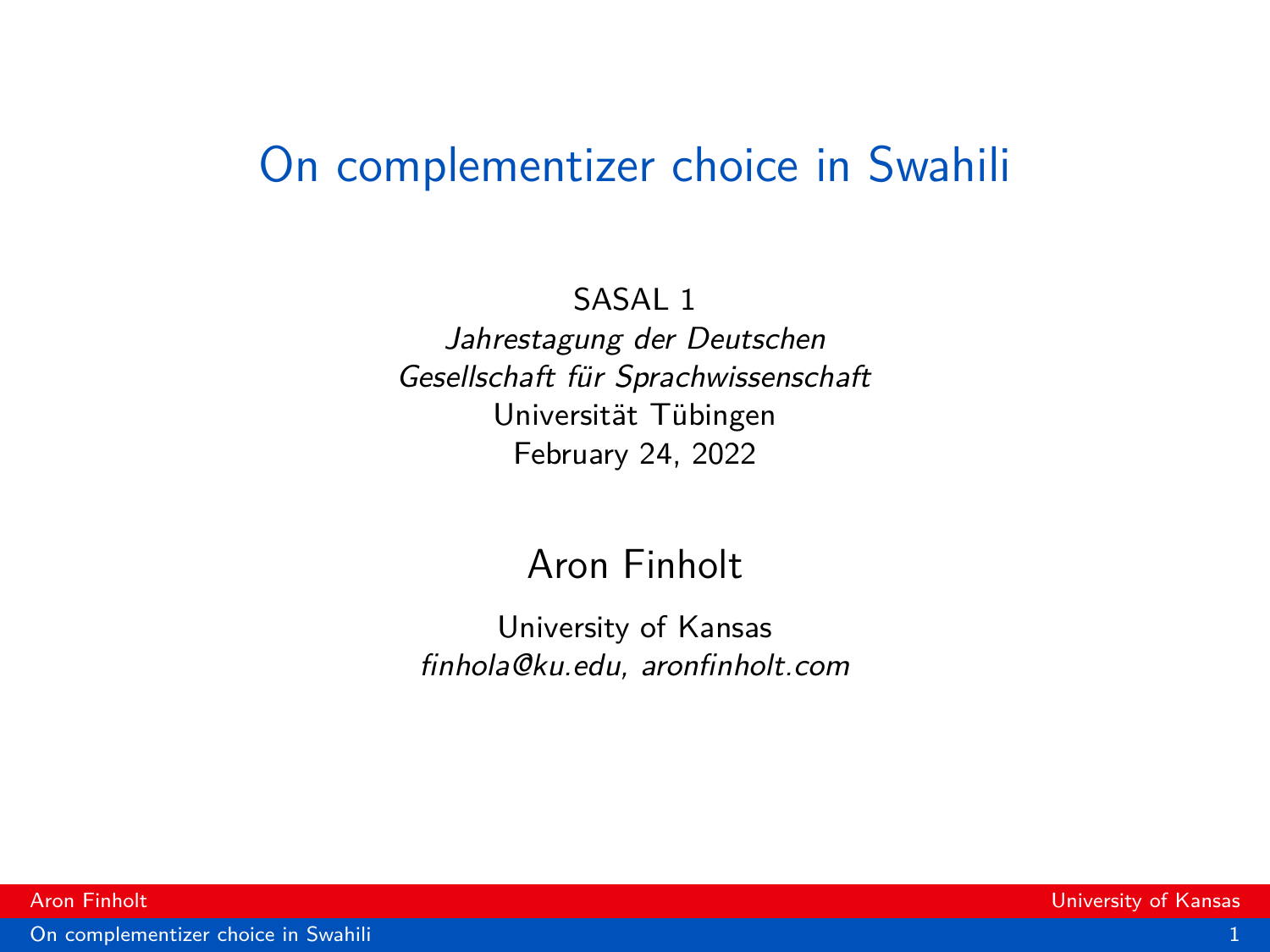# On complementizer choice in Swahili

SASAL 1

*Jahrestagung der Deutschen Gesellschaft für Sprachwissenschaft*

Universität Tübingen

February 24, 2022

## Aron Finholt

University of Kansas

*finhola@ku.edu, aronfinholt.com*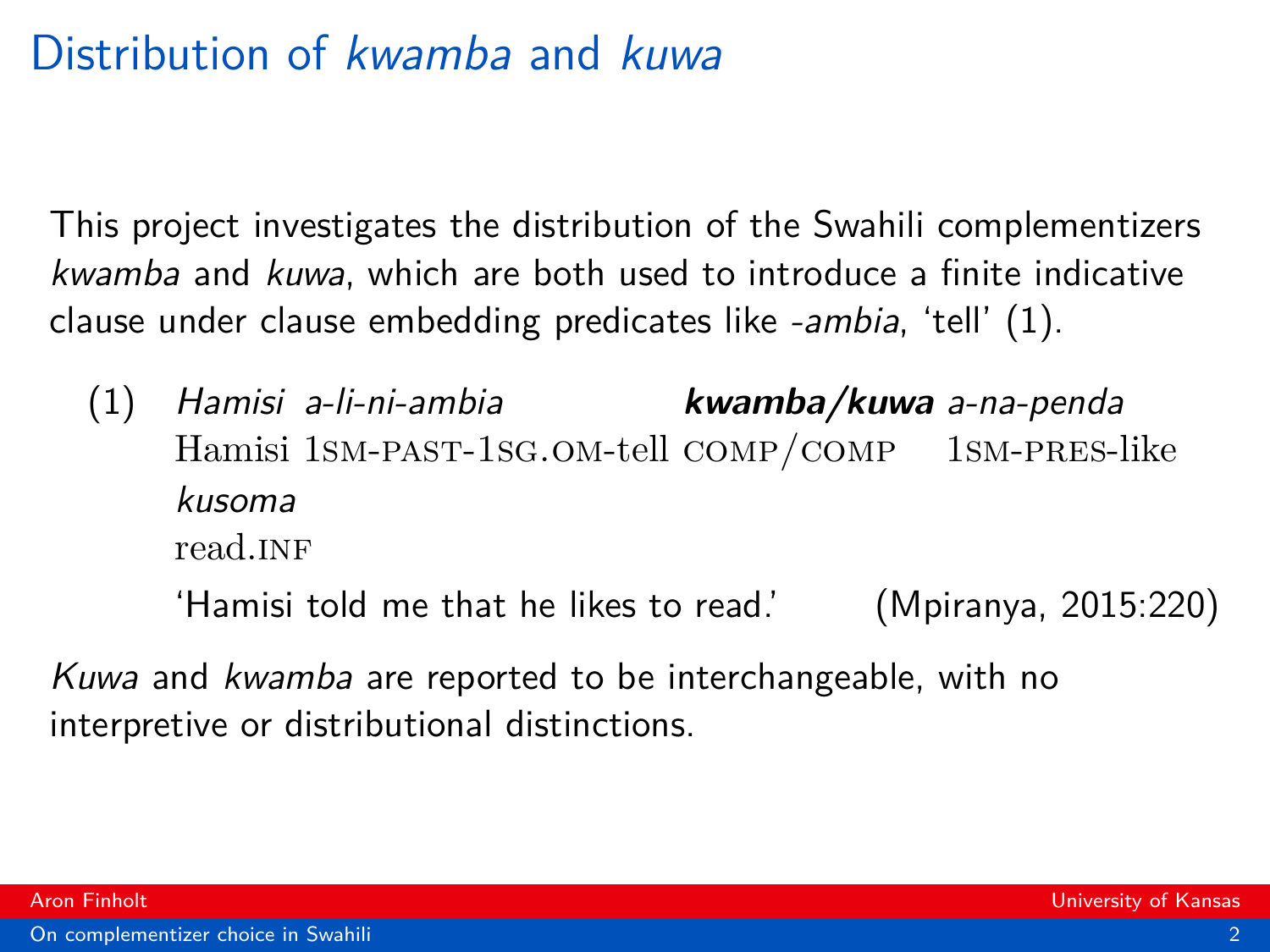# Distribution of *kwamba* and *kuwa*

This project investigates the distribution of the Swahili complementizers *kwamba* and *kuwa*, which are both used to introduce a finite indicative clause under clause embedding predicates like *-ambia*, 'tell' (1).

(1) *Hamisi a-li-ni-ambia* ***kwamba/kuwa*** *a-na-penda kusoma*
Hamisi 1SM-PAST-1SG.OM-tell COMP/COMP 1SM-PRES-like read.INF
'Hamisi told me that he likes to read.' (Mpiranya, 2015:220)

*Kuwa* and *kwamba* are reported to be interchangeable, with no interpretive or distributional distinctions.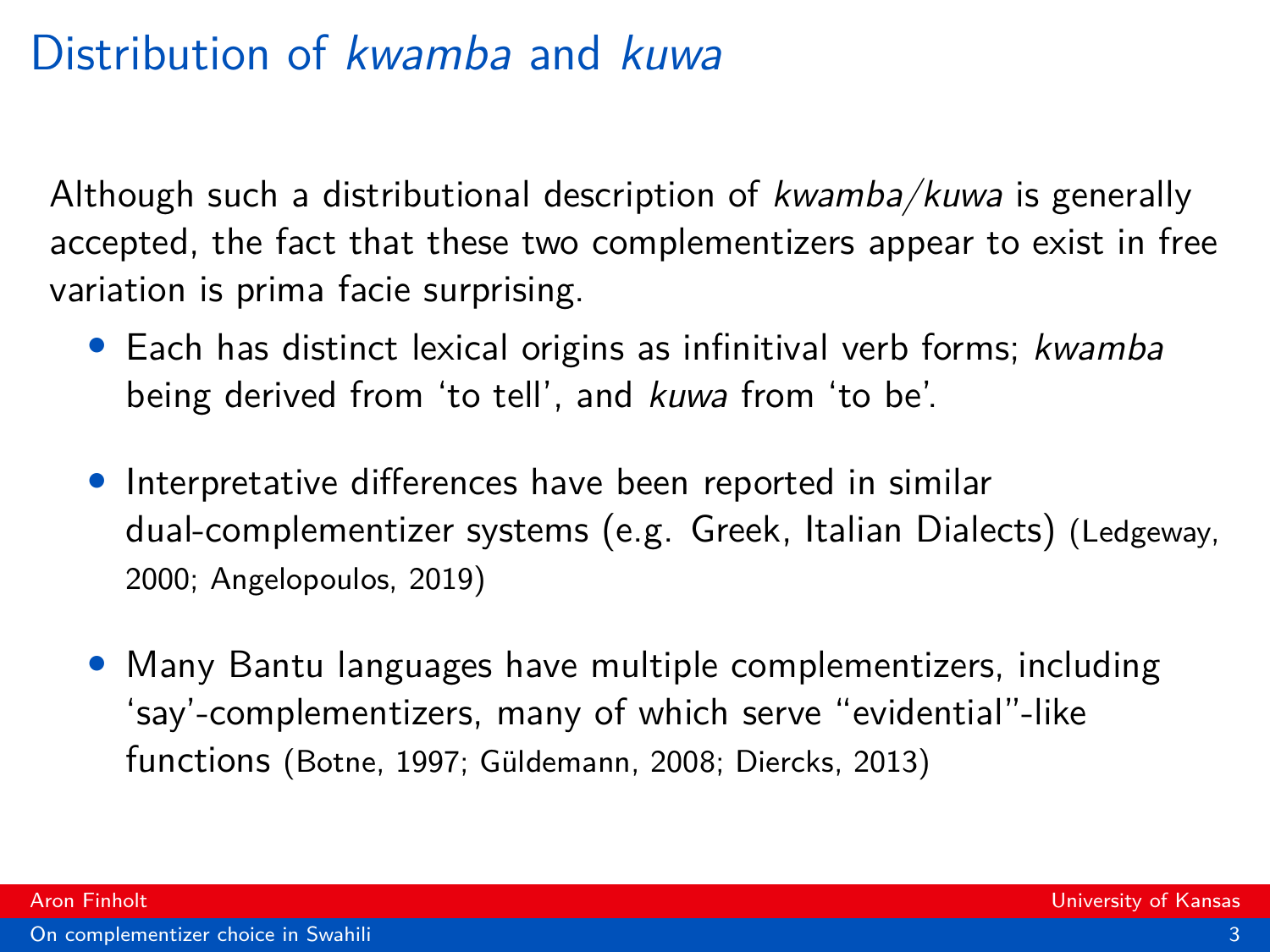# Distribution of *kwamba* and *kuwa*

Although such a distributional description of *kwamba/kuwa* is generally accepted, the fact that these two complementizers appear to exist in free variation is prima facie surprising.

- Each has distinct lexical origins as infinitival verb forms; *kwamba* being derived from 'to tell', and *kuwa* from 'to be'.
- Interpretative differences have been reported in similar dual-complementizer systems (e.g. Greek, Italian Dialects) (Ledgeway, 2000; Angelopoulos, 2019)
- Many Bantu languages have multiple complementizers, including 'say'-complementizers, many of which serve "evidential"-like functions (Botne, 1997; Güldemann, 2008; Diercks, 2013)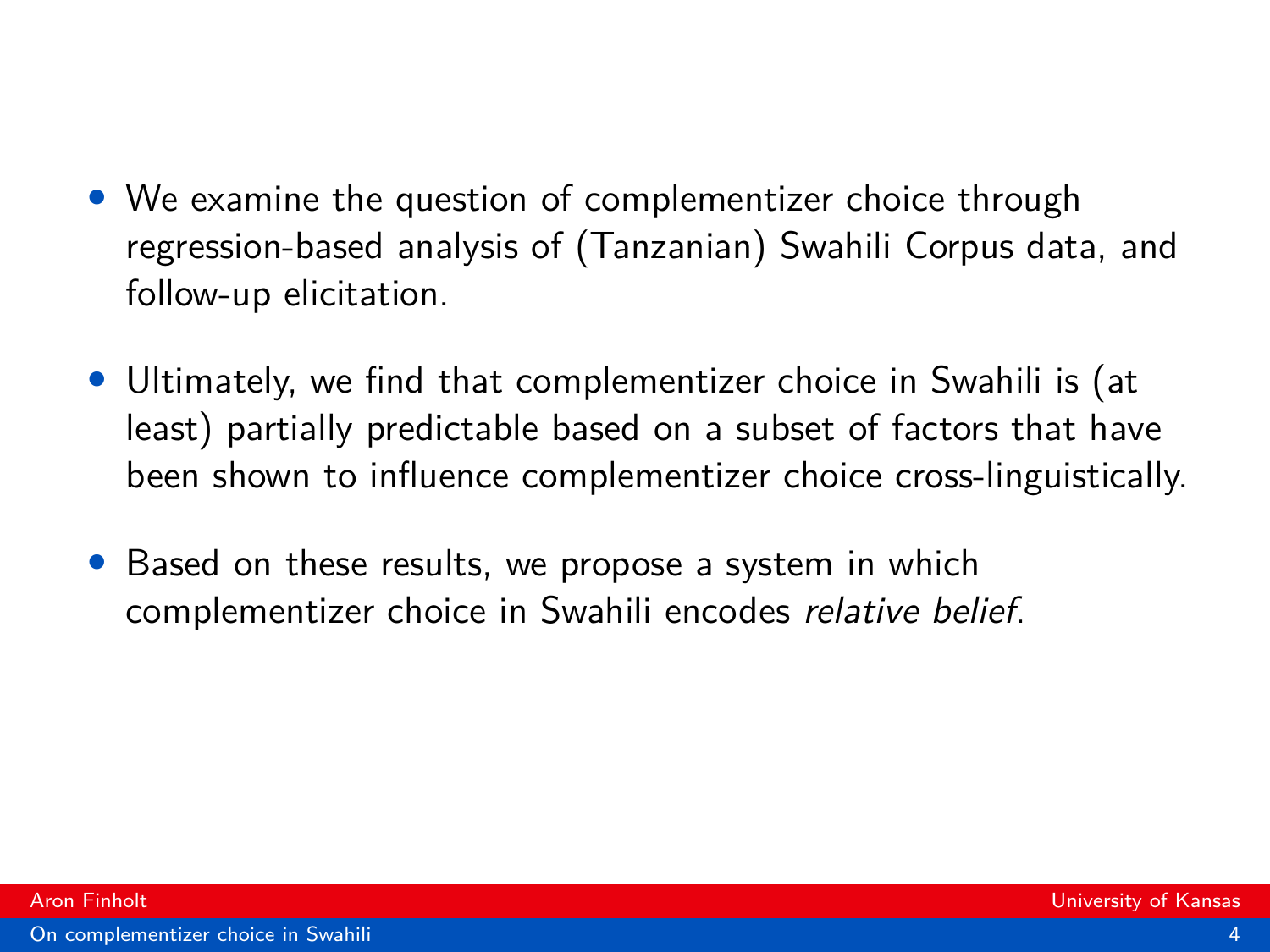- We examine the question of complementizer choice through regression-based analysis of (Tanzanian) Swahili Corpus data, and follow-up elicitation.

- Ultimately, we find that complementizer choice in Swahili is (at least) partially predictable based on a subset of factors that have been shown to influence complementizer choice cross-linguistically.

- Based on these results, we propose a system in which complementizer choice in Swahili encodes *relative belief*.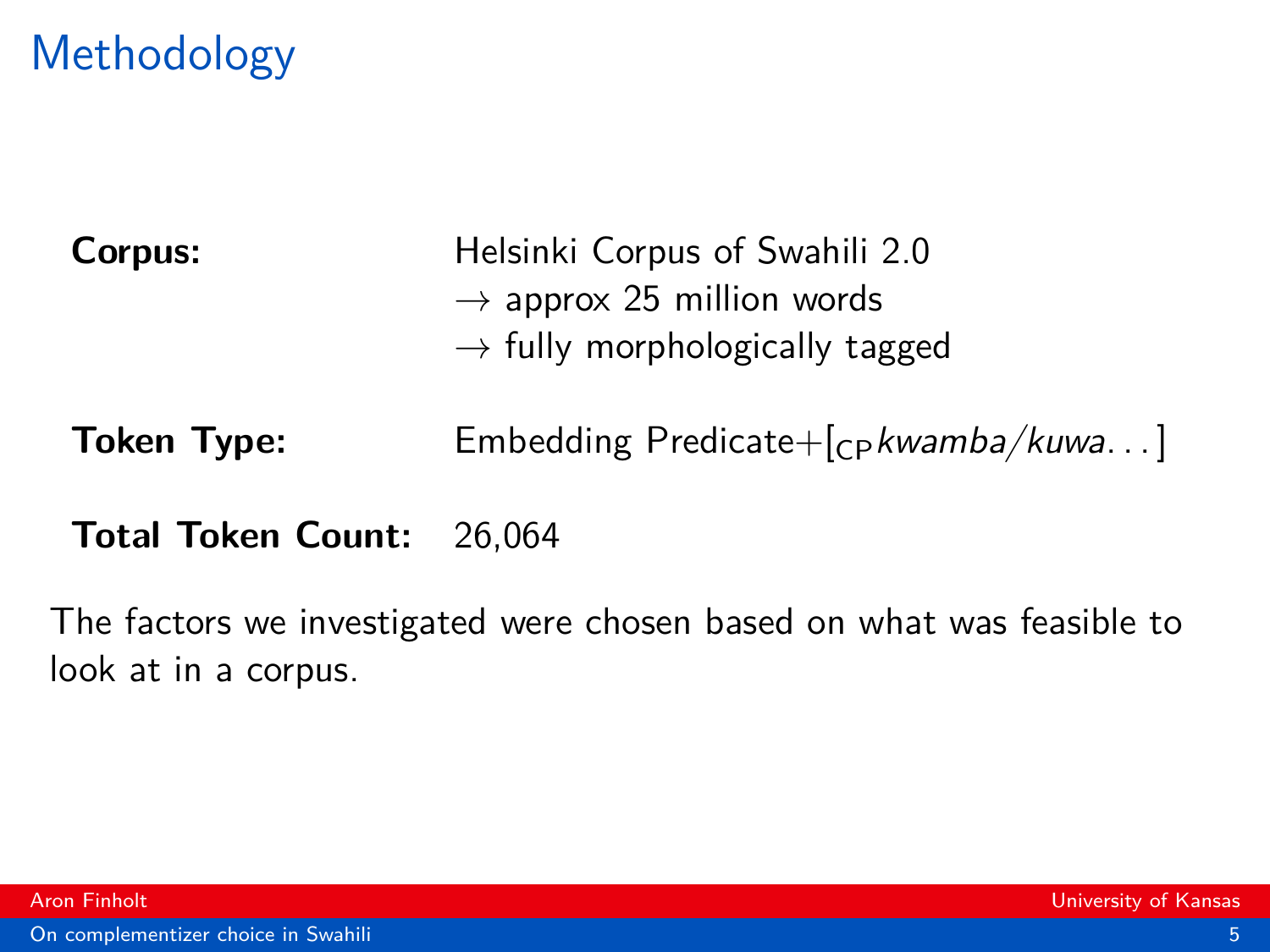# Methodology

**Corpus:** Helsinki Corpus of Swahili 2.0
→ approx 25 million words
→ fully morphologically tagged

**Token Type:** Embedding Predicate+$[_{\text{CP}}$*kwamba/kuwa*...]

**Total Token Count:** 26,064

The factors we investigated were chosen based on what was feasible to look at in a corpus.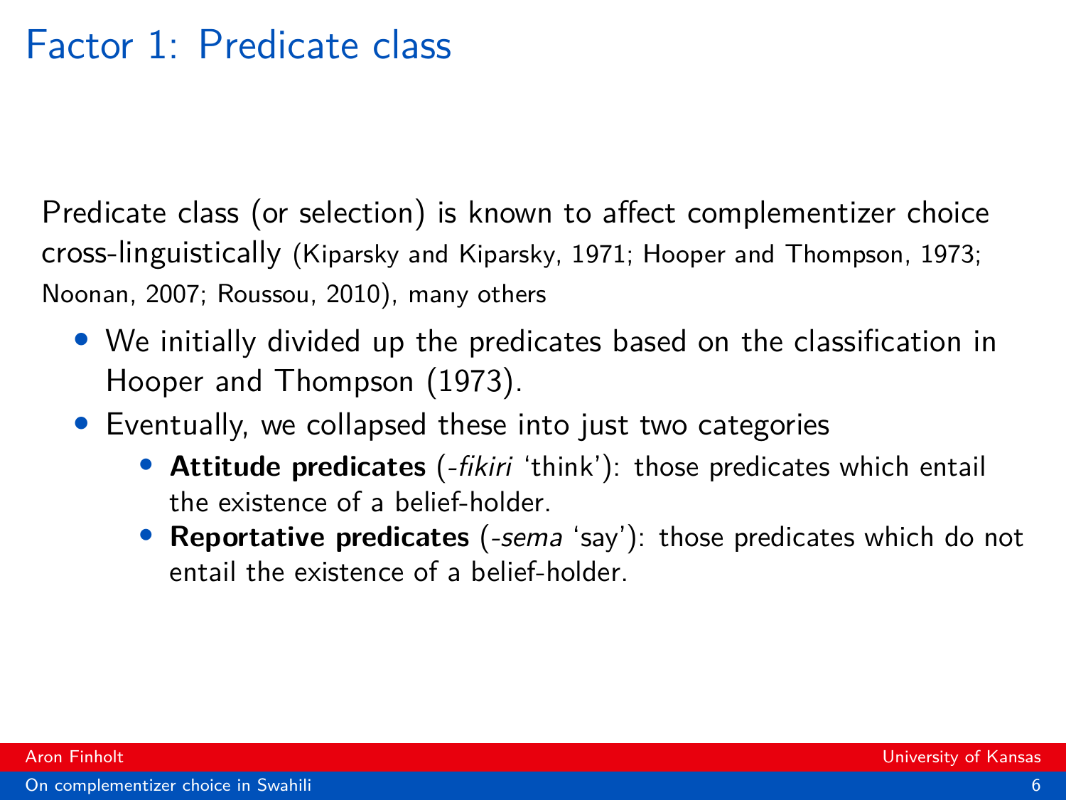# Factor 1: Predicate class

Predicate class (or selection) is known to affect complementizer choice cross-linguistically (Kiparsky and Kiparsky, 1971; Hooper and Thompson, 1973; Noonan, 2007; Roussou, 2010), many others

- We initially divided up the predicates based on the classification in Hooper and Thompson (1973).
- Eventually, we collapsed these into just two categories
  - **Attitude predicates** (*-fikiri* 'think'): those predicates which entail the existence of a belief-holder.
  - **Reportative predicates** (*-sema* 'say'): those predicates which do not entail the existence of a belief-holder.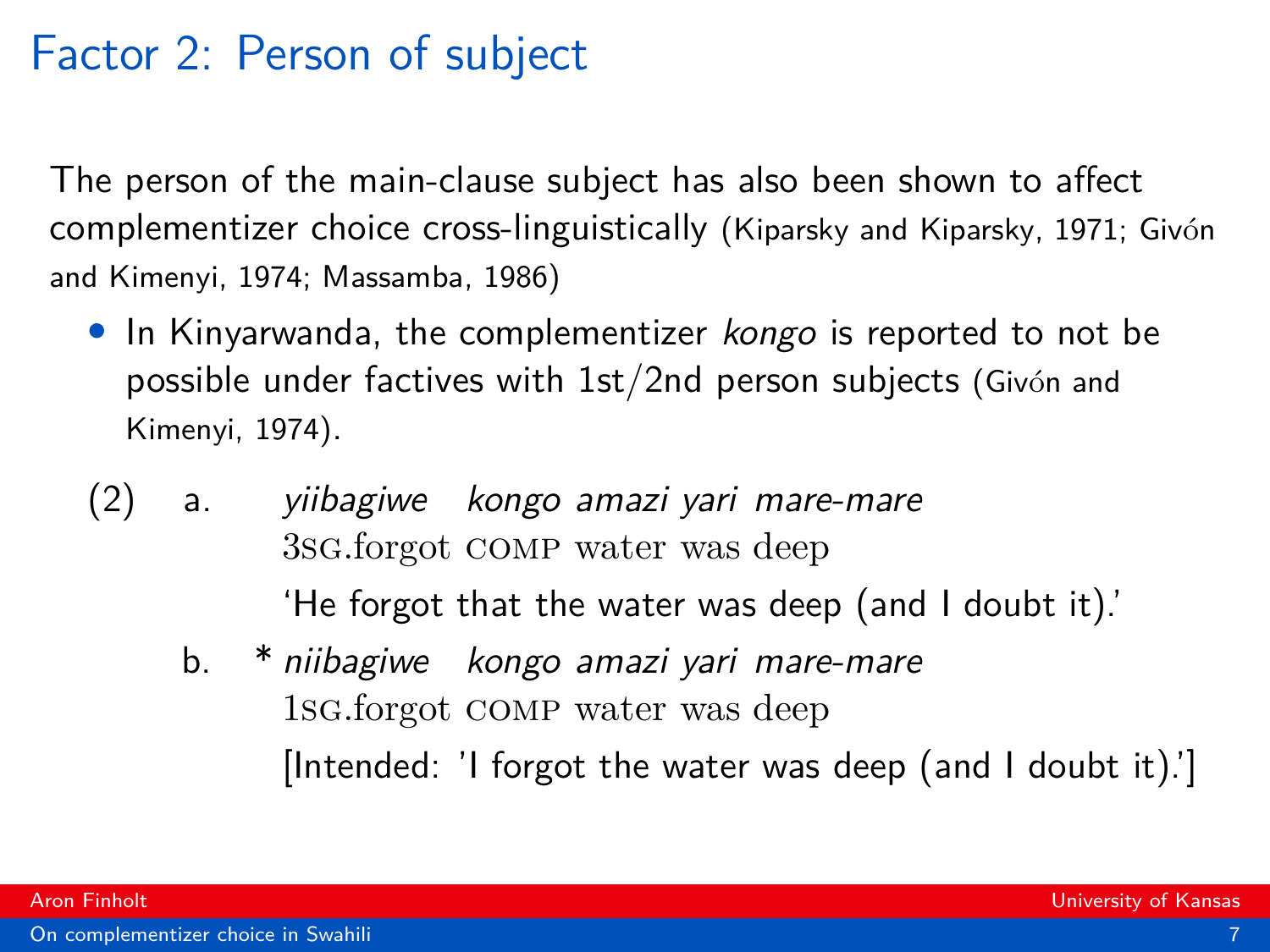# Factor 2: Person of subject

The person of the main-clause subject has also been shown to affect complementizer choice cross-linguistically (Kiparsky and Kiparsky, 1971; Givón and Kimenyi, 1974; Massamba, 1986)

- In Kinyarwanda, the complementizer *kongo* is reported to not be possible under factives with 1st/2nd person subjects (Givón and Kimenyi, 1974).

(2) a. *yiibagiwe kongo amazi yari mare-mare*
   3SG.forgot COMP water was deep
   'He forgot that the water was deep (and I doubt it).'

b. * *niibagiwe kongo amazi yari mare-mare*
   1SG.forgot COMP water was deep
   [Intended: 'I forgot the water was deep (and I doubt it).']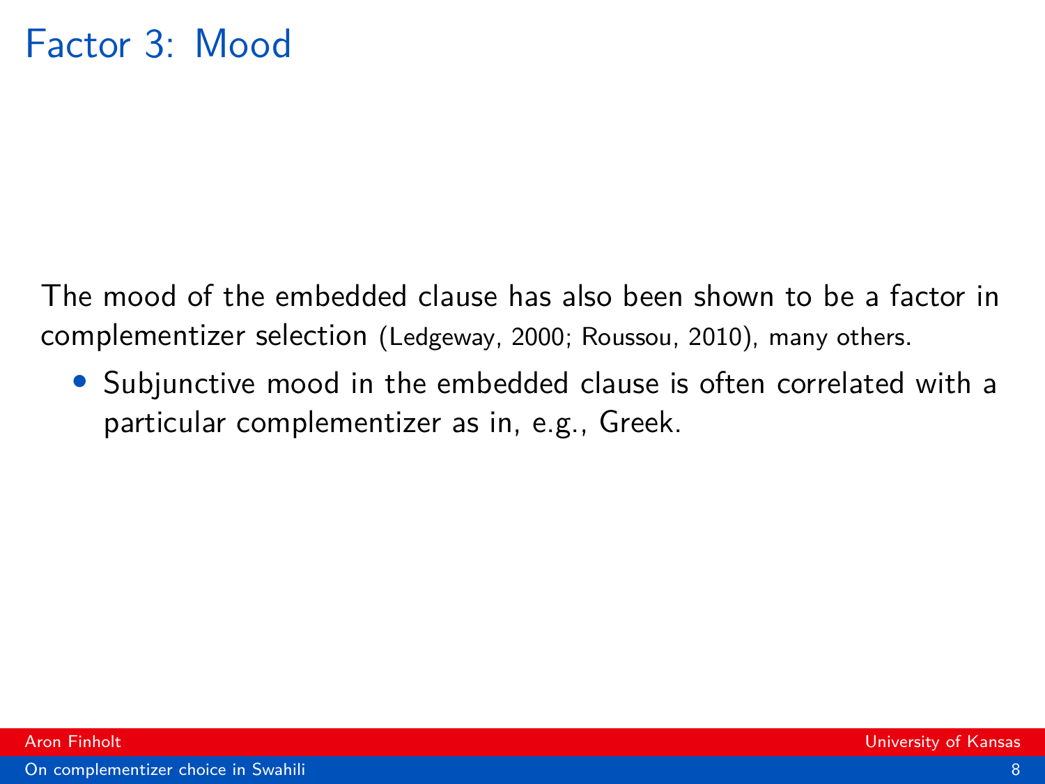# Factor 3: Mood

The mood of the embedded clause has also been shown to be a factor in complementizer selection (Ledgeway, 2000; Roussou, 2010), many others.

- Subjunctive mood in the embedded clause is often correlated with a particular complementizer as in, e.g., Greek.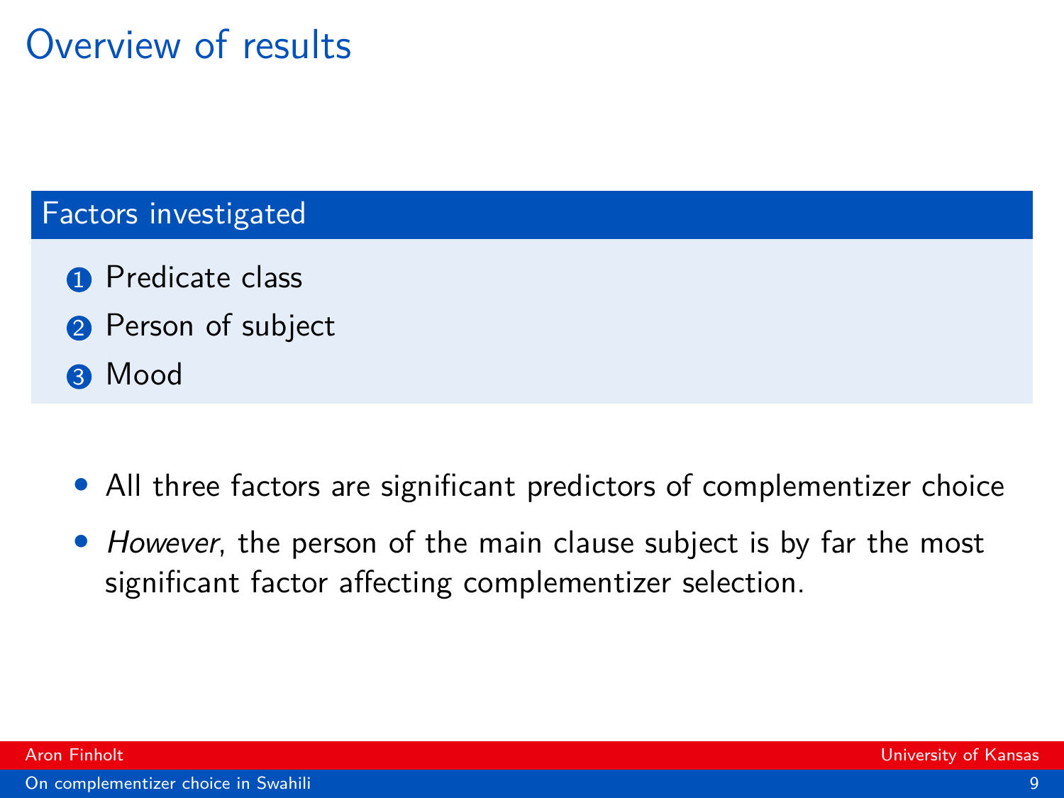# Overview of results

## Factors investigated

1. Predicate class
2. Person of subject
3. Mood

- All three factors are significant predictors of complementizer choice
- *However*, the person of the main clause subject is by far the most significant factor affecting complementizer selection.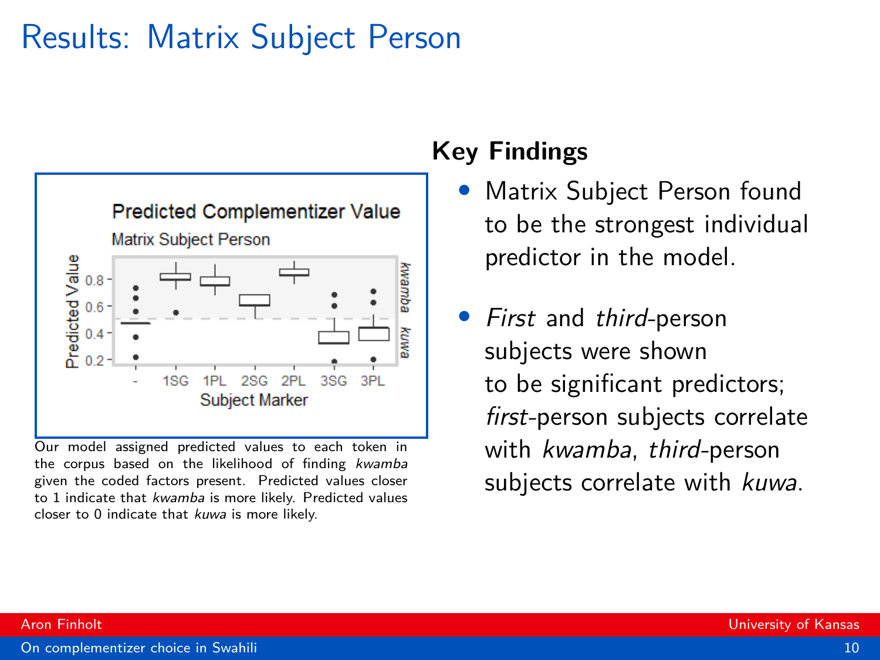# Results: Matrix Subject Person

Our model assigned predicted values to each token in the corpus based on the likelihood of finding *kwamba* given the coded factors present. Predicted values closer to 1 indicate that *kwamba* is more likely. Predicted values closer to 0 indicate that *kuwa* is more likely.

## Key Findings

- Matrix Subject Person found to be the strongest individual predictor in the model.
- *First* and *third*-person subjects were shown to be significant predictors; *first*-person subjects correlate with *kwamba*, *third*-person subjects correlate with *kuwa*.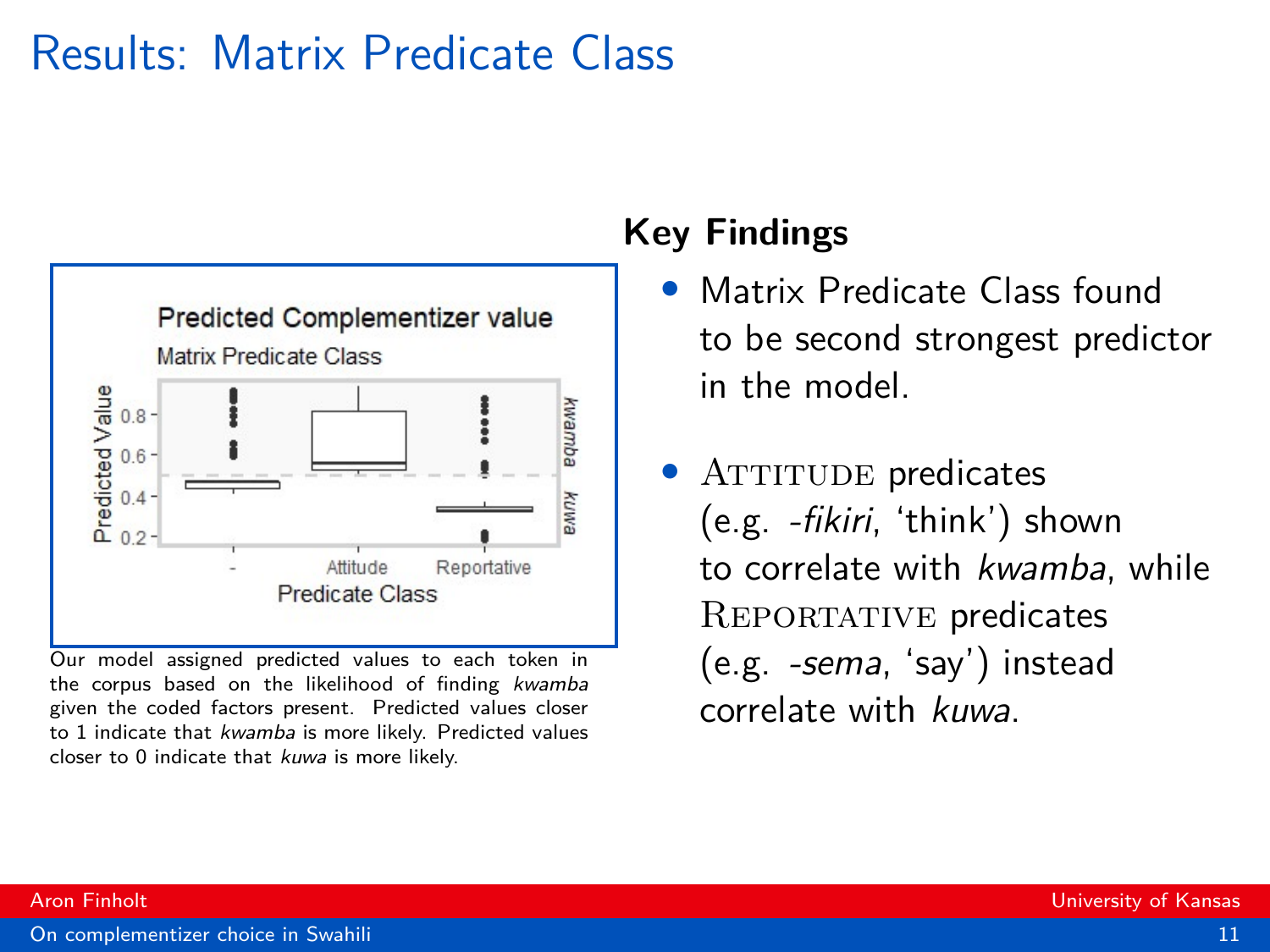# Results: Matrix Predicate Class

Our model assigned predicted values to each token in the corpus based on the likelihood of finding *kwamba* given the coded factors present. Predicted values closer to 1 indicate that *kwamba* is more likely. Predicted values closer to 0 indicate that *kuwa* is more likely.

## Key Findings

- Matrix Predicate Class found to be second strongest predictor in the model.
- ATTITUDE predicates (e.g. *-fikiri*, 'think') shown to correlate with *kwamba*, while REPORTATIVE predicates (e.g. *-sema*, 'say') instead correlate with *kuwa*.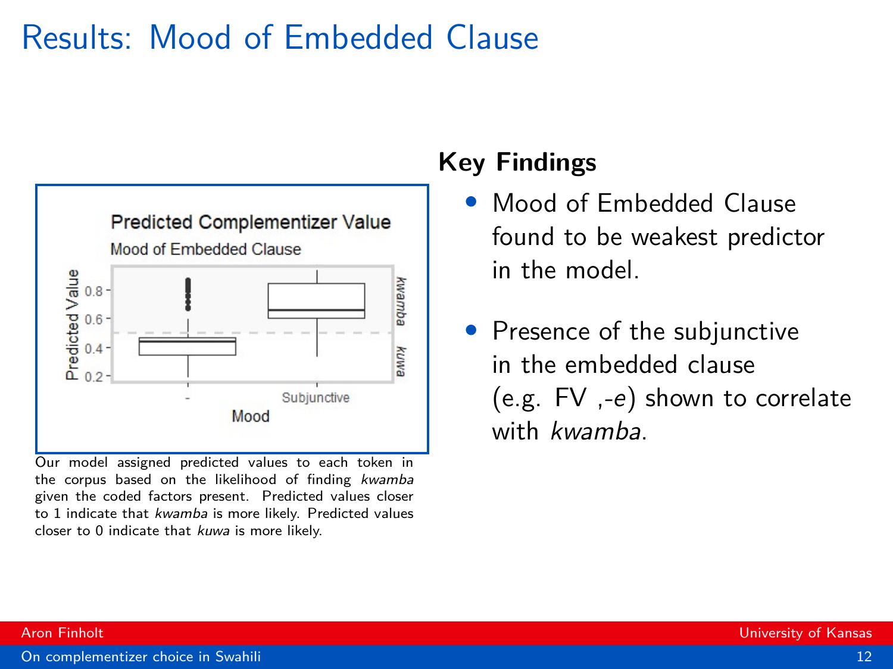# Results: Mood of Embedded Clause

Our model assigned predicted values to each token in the corpus based on the likelihood of finding *kwamba* given the coded factors present. Predicted values closer to 1 indicate that *kwamba* is more likely. Predicted values closer to 0 indicate that *kuwa* is more likely.

## Key Findings

- Mood of Embedded Clause found to be weakest predictor in the model.
- Presence of the subjunctive in the embedded clause (e.g. FV ,-*e*) shown to correlate with *kwamba*.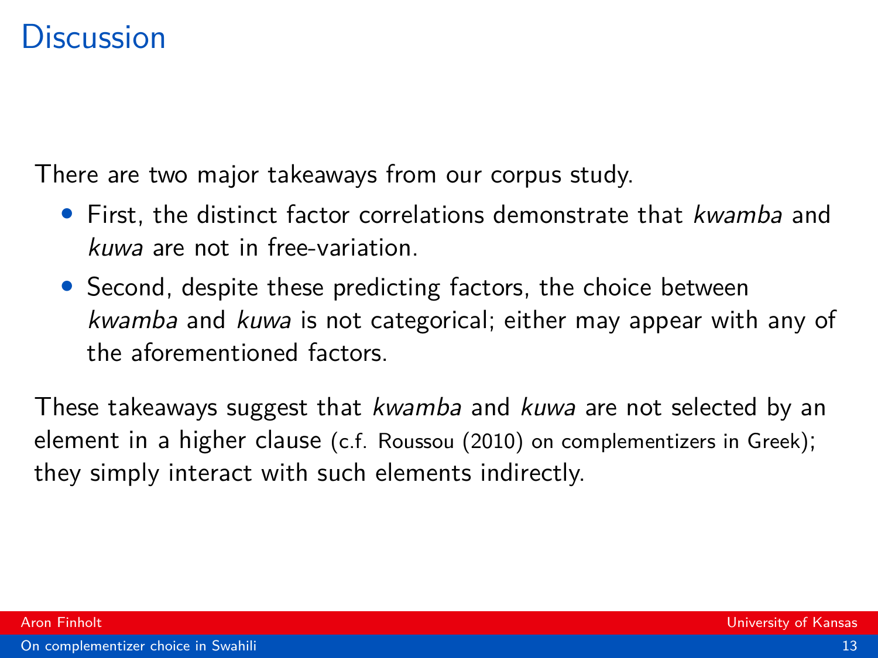# Discussion

There are two major takeaways from our corpus study.

- First, the distinct factor correlations demonstrate that *kwamba* and *kuwa* are not in free-variation.
- Second, despite these predicting factors, the choice between *kwamba* and *kuwa* is not categorical; either may appear with any of the aforementioned factors.

These takeaways suggest that *kwamba* and *kuwa* are not selected by an element in a higher clause (c.f. Roussou (2010) on complementizers in Greek); they simply interact with such elements indirectly.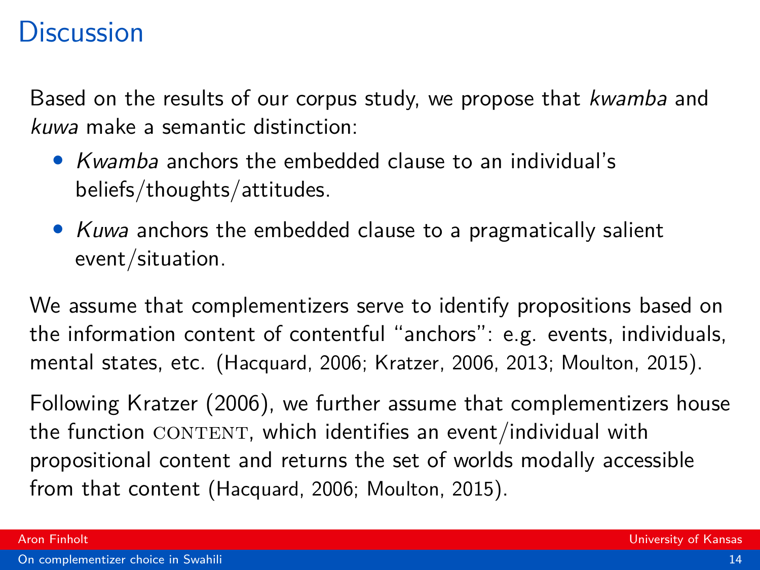# Discussion

Based on the results of our corpus study, we propose that *kwamba* and *kuwa* make a semantic distinction:

- *Kwamba* anchors the embedded clause to an individual's beliefs/thoughts/attitudes.
- *Kuwa* anchors the embedded clause to a pragmatically salient event/situation.

We assume that complementizers serve to identify propositions based on the information content of contentful "anchors": e.g. events, individuals, mental states, etc. (Hacquard, 2006; Kratzer, 2006, 2013; Moulton, 2015).

Following Kratzer (2006), we further assume that complementizers house the function CONTENT, which identifies an event/individual with propositional content and returns the set of worlds modally accessible from that content (Hacquard, 2006; Moulton, 2015).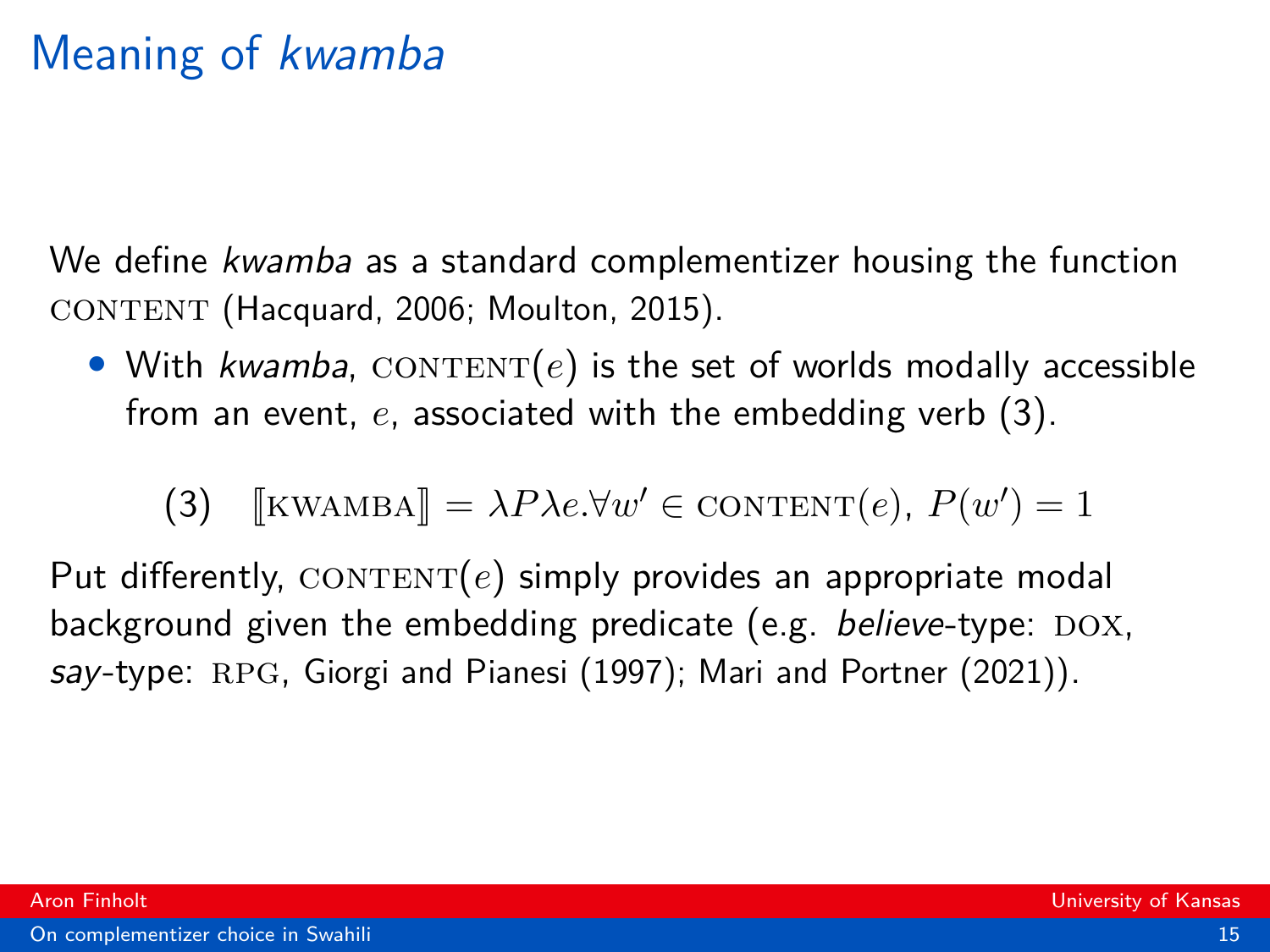# Meaning of *kwamba*

We define *kwamba* as a standard complementizer housing the function $\textsc{content}$ (Hacquard, 2006; Moulton, 2015).

- With *kwamba*, $\textsc{content}(e)$ is the set of worlds modally accessible from an event, $e$, associated with the embedding verb (3).

(3) $[\![\textsc{kwamba}]\!] = \lambda P \lambda e. \forall w' \in \textsc{content}(e),\ P(w') = 1$

Put differently, $\textsc{content}(e)$ simply provides an appropriate modal background given the embedding predicate (e.g. *believe*-type: $\textsc{dox}$, *say*-type: $\textsc{rpg}$, Giorgi and Pianesi (1997); Mari and Portner (2021)).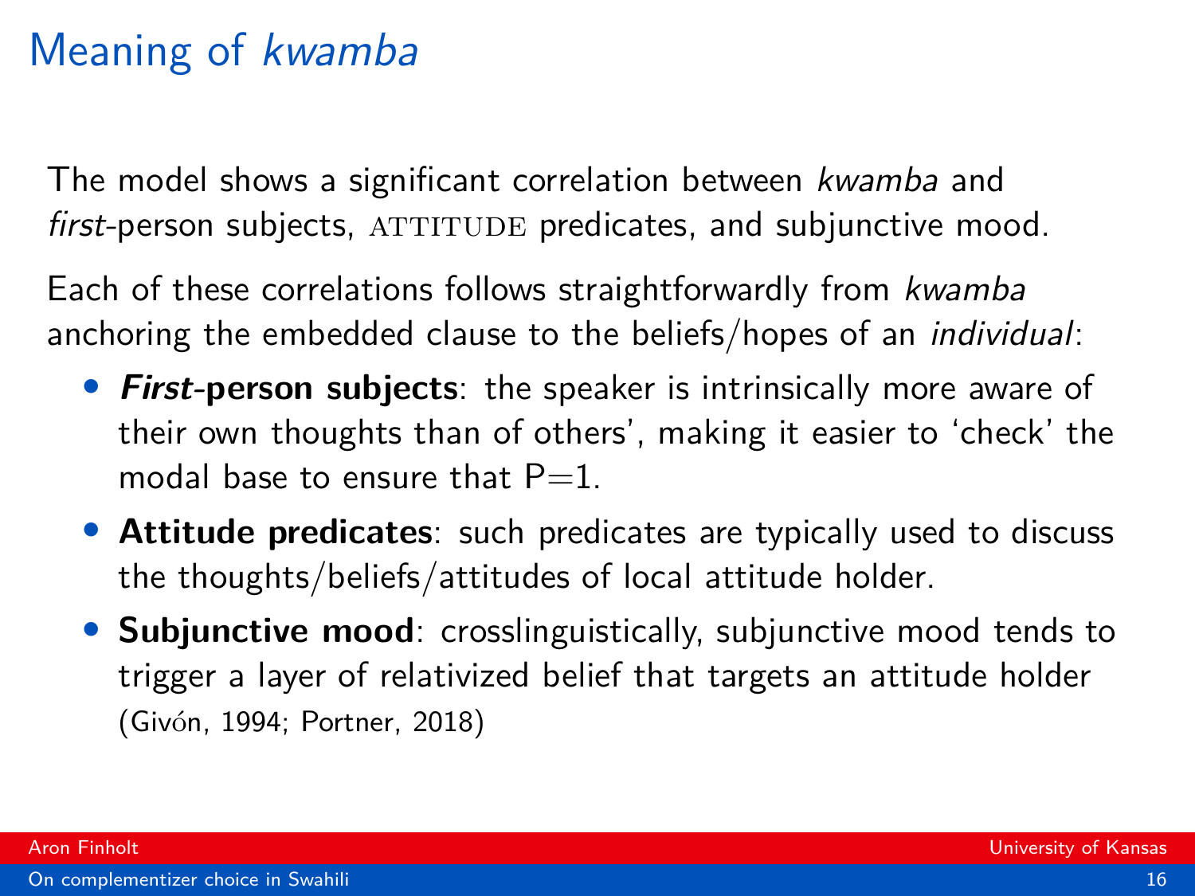# Meaning of *kwamba*

The model shows a significant correlation between *kwamba* and *first*-person subjects, ATTITUDE predicates, and subjunctive mood.

Each of these correlations follows straightforwardly from *kwamba* anchoring the embedded clause to the beliefs/hopes of an *individual*:

- ***First*-person subjects**: the speaker is intrinsically more aware of their own thoughts than of others', making it easier to 'check' the modal base to ensure that P=1.
- **Attitude predicates**: such predicates are typically used to discuss the thoughts/beliefs/attitudes of local attitude holder.
- **Subjunctive mood**: crosslinguistically, subjunctive mood tends to trigger a layer of relativized belief that targets an attitude holder (Givón, 1994; Portner, 2018)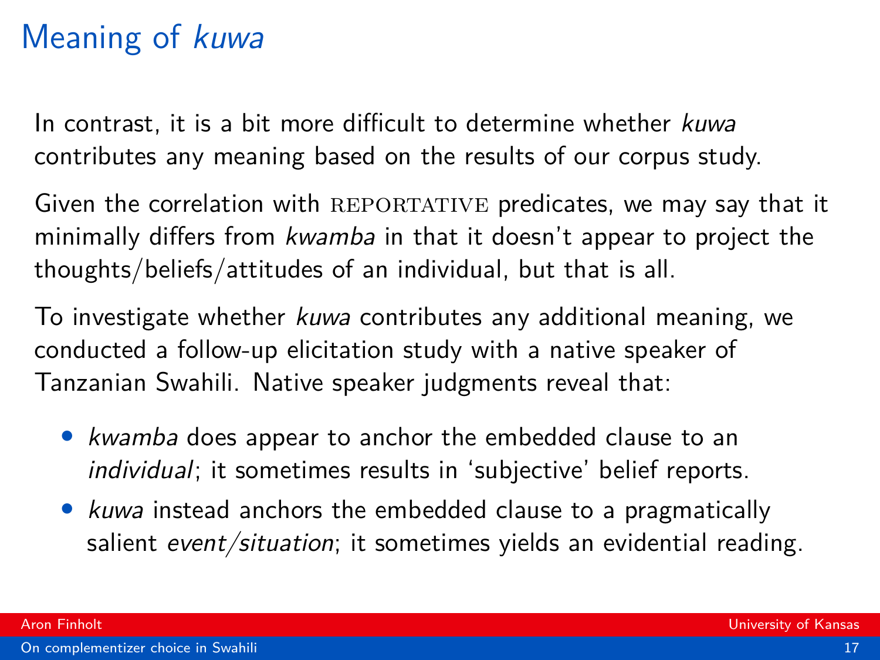# Meaning of *kuwa*

In contrast, it is a bit more difficult to determine whether *kuwa* contributes any meaning based on the results of our corpus study.

Given the correlation with REPORTATIVE predicates, we may say that it minimally differs from *kwamba* in that it doesn't appear to project the thoughts/beliefs/attitudes of an individual, but that is all.

To investigate whether *kuwa* contributes any additional meaning, we conducted a follow-up elicitation study with a native speaker of Tanzanian Swahili. Native speaker judgments reveal that:

- *kwamba* does appear to anchor the embedded clause to an *individual*; it sometimes results in 'subjective' belief reports.
- *kuwa* instead anchors the embedded clause to a pragmatically salient *event/situation*; it sometimes yields an evidential reading.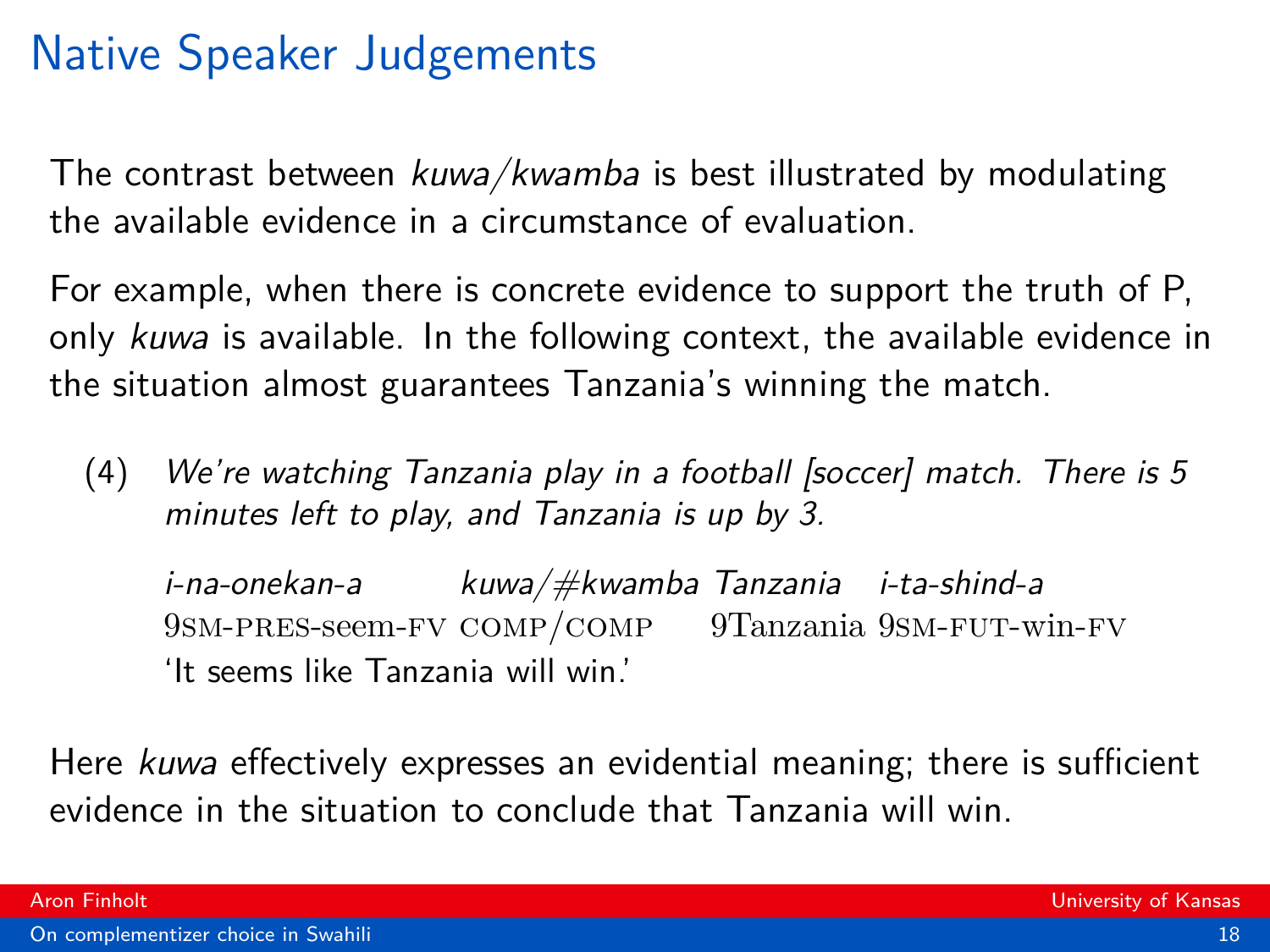# Native Speaker Judgements

The contrast between *kuwa/kwamba* is best illustrated by modulating the available evidence in a circumstance of evaluation.

For example, when there is concrete evidence to support the truth of P, only *kuwa* is available. In the following context, the available evidence in the situation almost guarantees Tanzania's winning the match.

(4) *We're watching Tanzania play in a football [soccer] match. There is 5 minutes left to play, and Tanzania is up by 3.*

| *i-na-onekan-a* | *kuwa/#kwamba* | *Tanzania* | *i-ta-shind-a* |
|---|---|---|---|
| 9SM-PRES-seem-FV | COMP/COMP | 9Tanzania | 9SM-FUT-win-FV |

'It seems like Tanzania will win.'

Here *kuwa* effectively expresses an evidential meaning; there is sufficient evidence in the situation to conclude that Tanzania will win.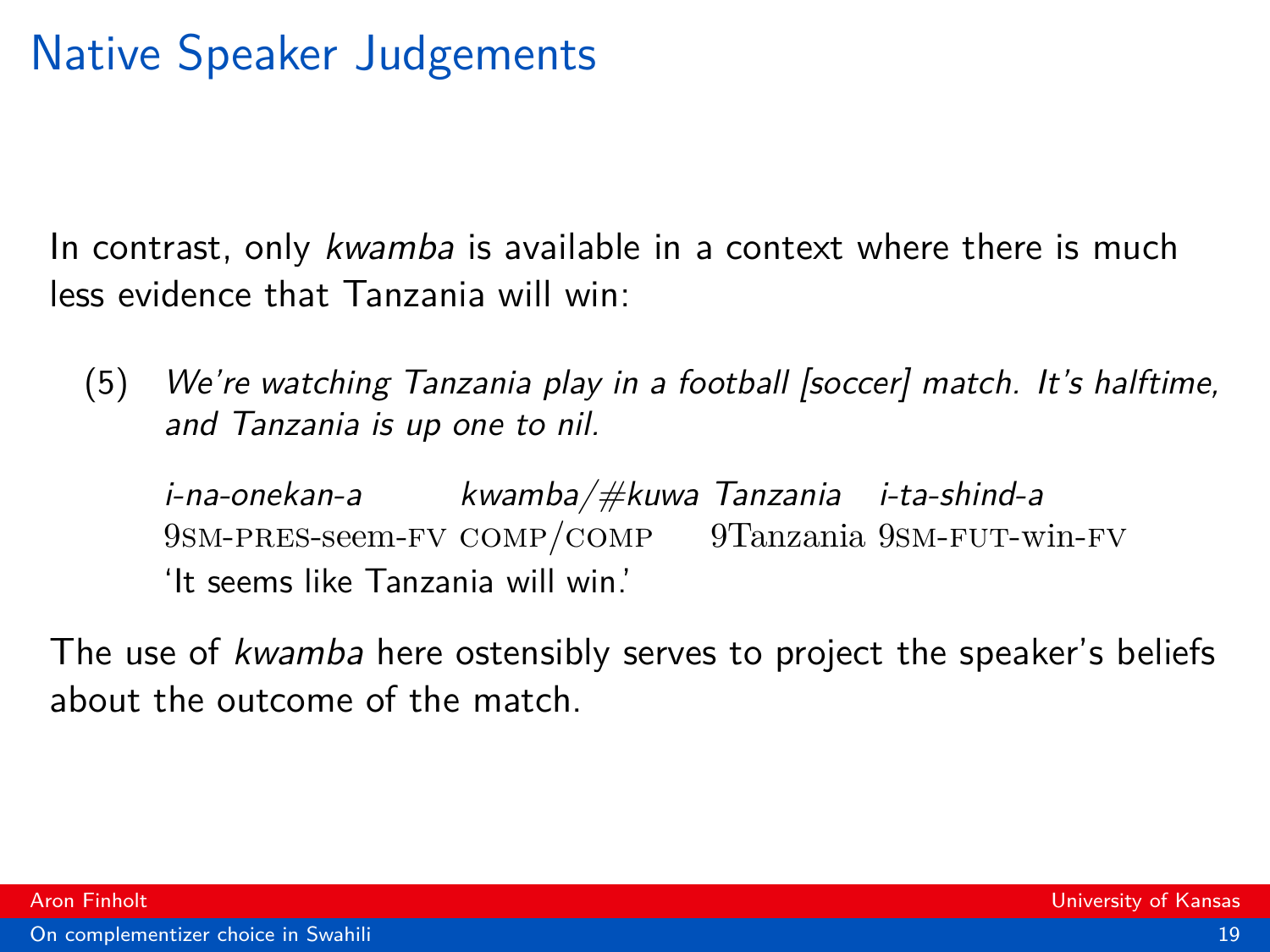# Native Speaker Judgements

In contrast, only *kwamba* is available in a context where there is much less evidence that Tanzania will win:

(5) *We're watching Tanzania play in a football [soccer] match. It's halftime, and Tanzania is up one to nil.*

| *i-na-onekan-a* | *kwamba/#kuwa* | *Tanzania* | *i-ta-shind-a* |
|---|---|---|---|
| 9SM-PRES-seem-FV | COMP/COMP | 9Tanzania | 9SM-FUT-win-FV |

'It seems like Tanzania will win.'

The use of *kwamba* here ostensibly serves to project the speaker's beliefs about the outcome of the match.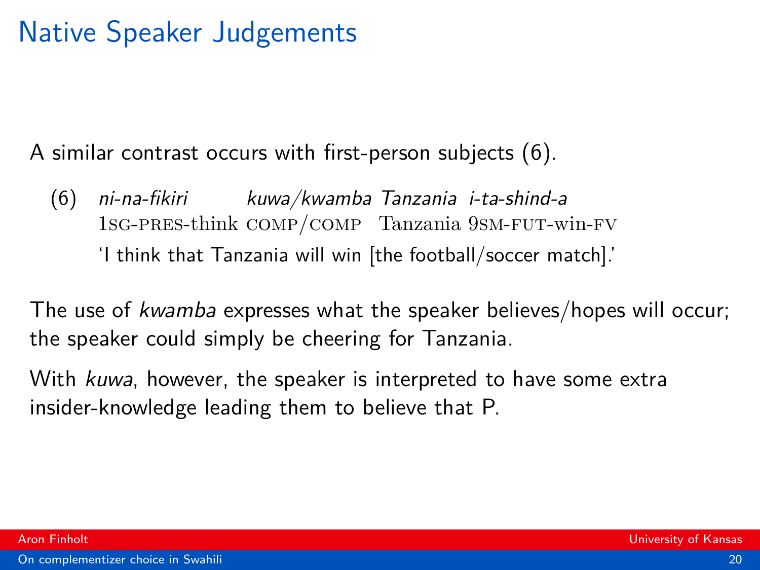# Native Speaker Judgements

A similar contrast occurs with first-person subjects (6).

(6) *ni-na-fikiri kuwa/kwamba Tanzania i-ta-shind-a*
1SG-PRES-think COMP/COMP Tanzania 9SM-FUT-win-FV
'I think that Tanzania will win [the football/soccer match].'

The use of *kwamba* expresses what the speaker believes/hopes will occur; the speaker could simply be cheering for Tanzania.

With *kuwa*, however, the speaker is interpreted to have some extra insider-knowledge leading them to believe that P.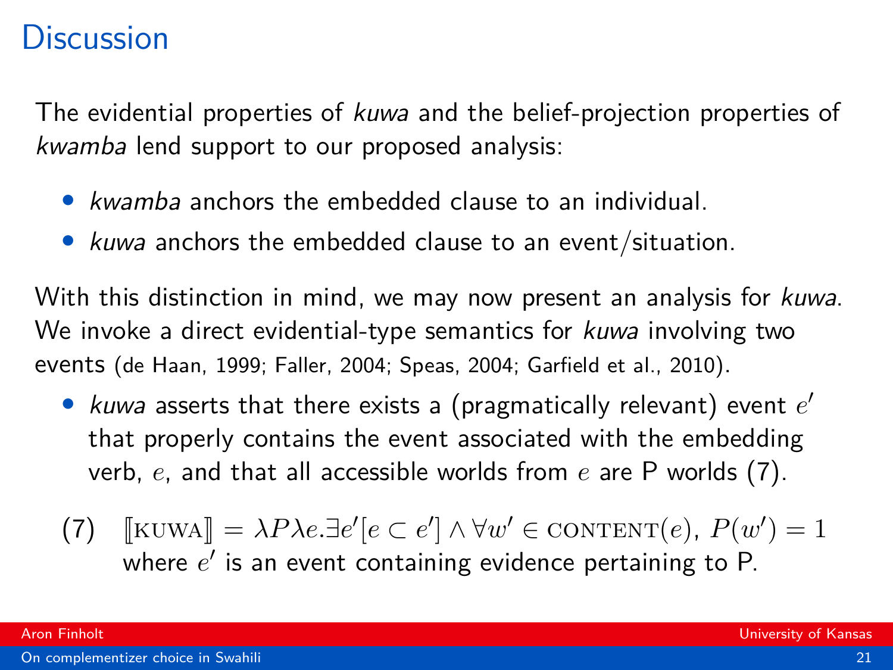# Discussion

The evidential properties of *kuwa* and the belief-projection properties of *kwamba* lend support to our proposed analysis:

- *kwamba* anchors the embedded clause to an individual.
- *kuwa* anchors the embedded clause to an event/situation.

With this distinction in mind, we may now present an analysis for *kuwa*. We invoke a direct evidential-type semantics for *kuwa* involving two events (de Haan, 1999; Faller, 2004; Speas, 2004; Garfield et al., 2010).

- *kuwa* asserts that there exists a (pragmatically relevant) event $e'$ that properly contains the event associated with the embedding verb, $e$, and that all accessible worlds from $e$ are P worlds (7).

(7) $[\![\textsc{kuwa}]\!] = \lambda P \lambda e. \exists e'[e \subset e'] \wedge \forall w' \in \textsc{content}(e),\ P(w') = 1$
where $e'$ is an event containing evidence pertaining to P.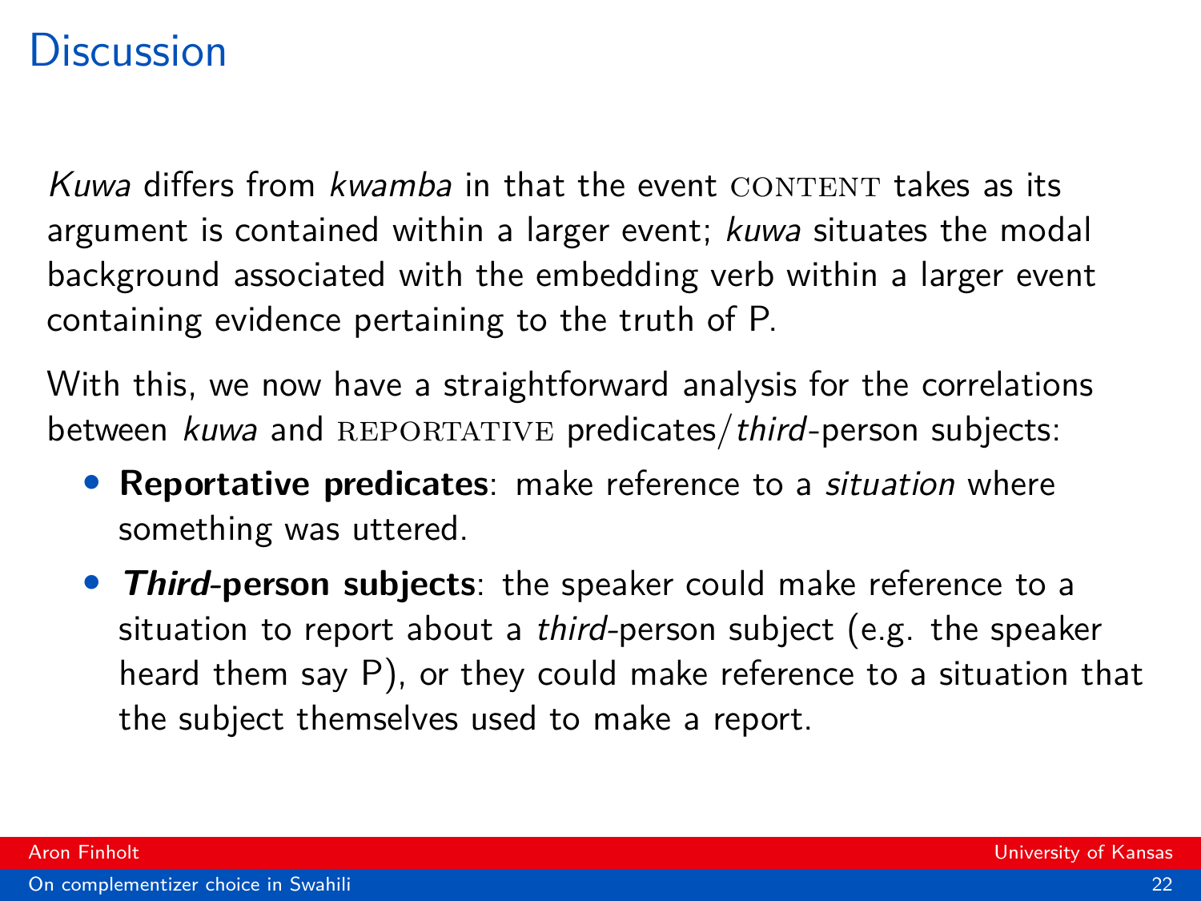# Discussion

*Kuwa* differs from *kwamba* in that the event CONTENT takes as its argument is contained within a larger event; *kuwa* situates the modal background associated with the embedding verb within a larger event containing evidence pertaining to the truth of P.

With this, we now have a straightforward analysis for the correlations between *kuwa* and REPORTATIVE predicates/*third*-person subjects:

- **Reportative predicates**: make reference to a *situation* where something was uttered.
- ***Third*-person subjects**: the speaker could make reference to a situation to report about a *third*-person subject (e.g. the speaker heard them say P), or they could make reference to a situation that the subject themselves used to make a report.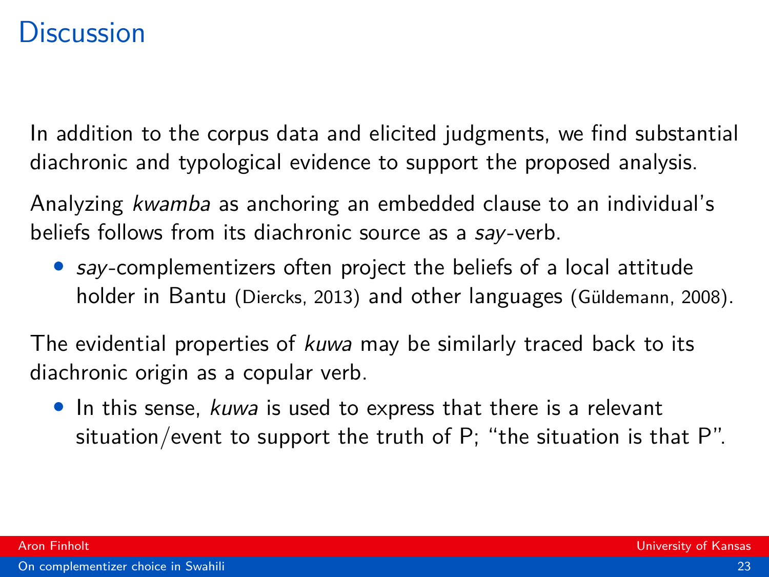# Discussion

In addition to the corpus data and elicited judgments, we find substantial diachronic and typological evidence to support the proposed analysis.

Analyzing *kwamba* as anchoring an embedded clause to an individual's beliefs follows from its diachronic source as a *say*-verb.

- *say*-complementizers often project the beliefs of a local attitude holder in Bantu (Diercks, 2013) and other languages (Güldemann, 2008).

The evidential properties of *kuwa* may be similarly traced back to its diachronic origin as a copular verb.

- In this sense, *kuwa* is used to express that there is a relevant situation/event to support the truth of P; "the situation is that P".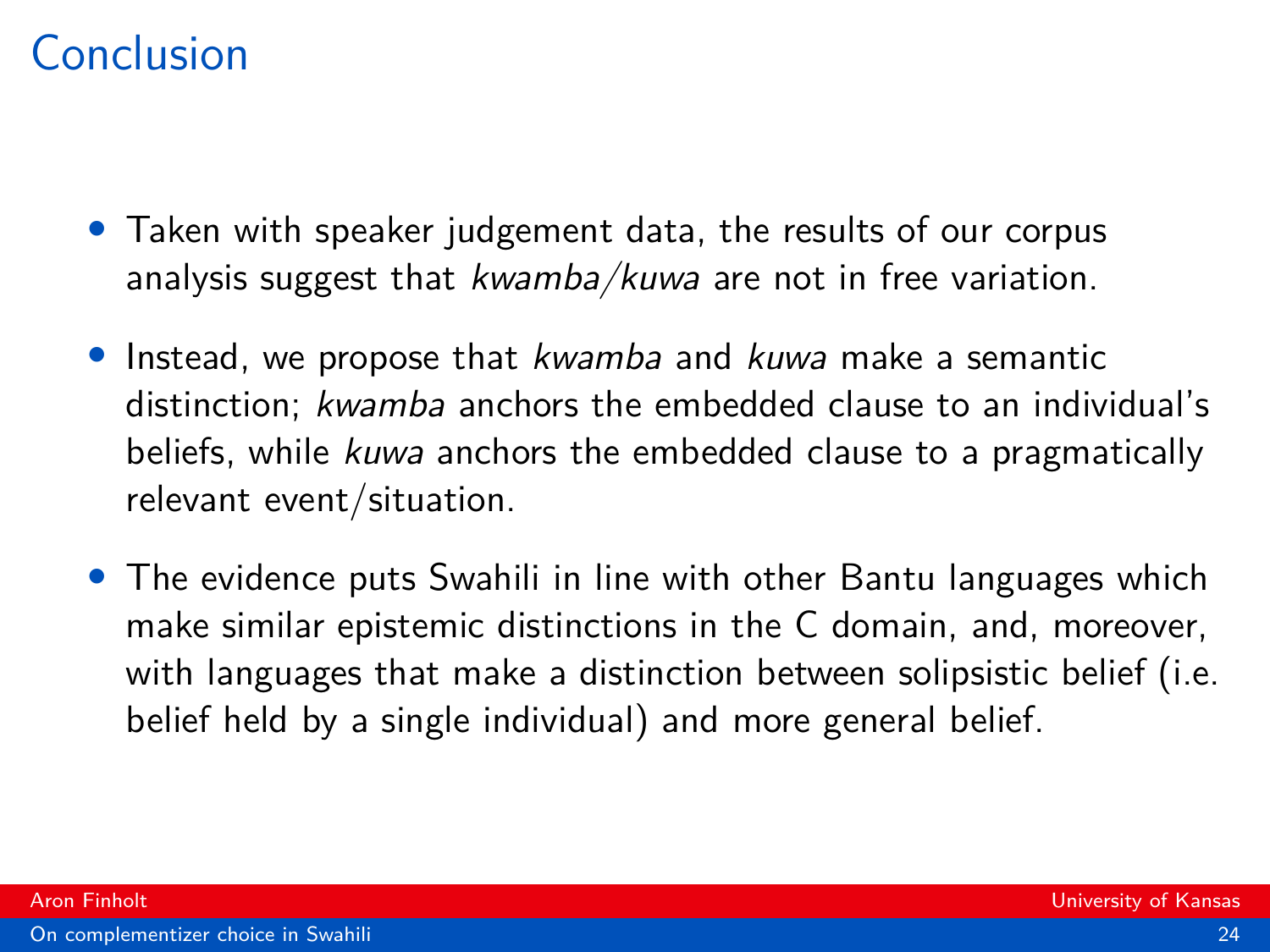# Conclusion

- Taken with speaker judgement data, the results of our corpus analysis suggest that *kwamba/kuwa* are not in free variation.
- Instead, we propose that *kwamba* and *kuwa* make a semantic distinction; *kwamba* anchors the embedded clause to an individual's beliefs, while *kuwa* anchors the embedded clause to a pragmatically relevant event/situation.
- The evidence puts Swahili in line with other Bantu languages which make similar epistemic distinctions in the C domain, and, moreover, with languages that make a distinction between solipsistic belief (i.e. belief held by a single individual) and more general belief.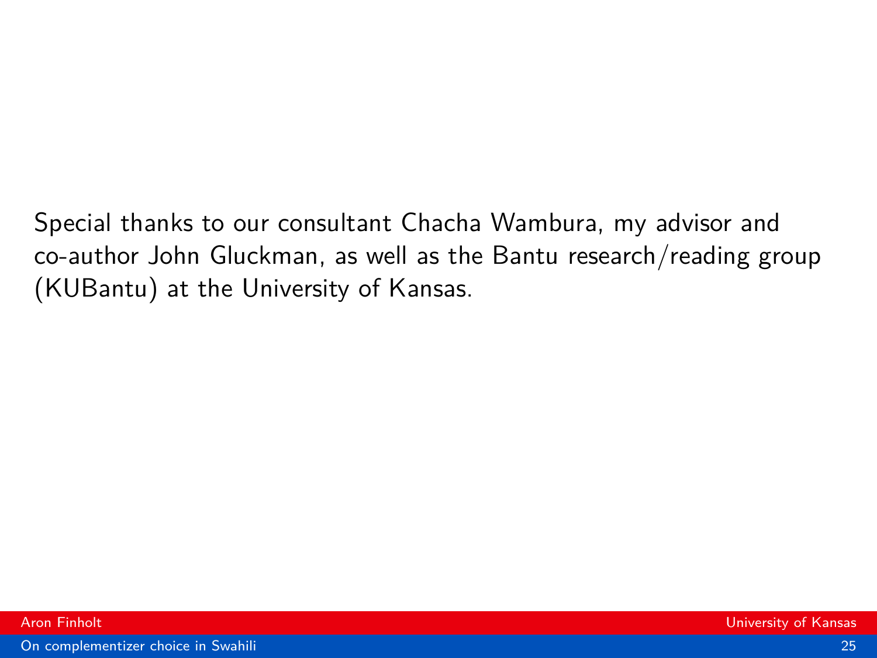Special thanks to our consultant Chacha Wambura, my advisor and co-author John Gluckman, as well as the Bantu research/reading group (KUBantu) at the University of Kansas.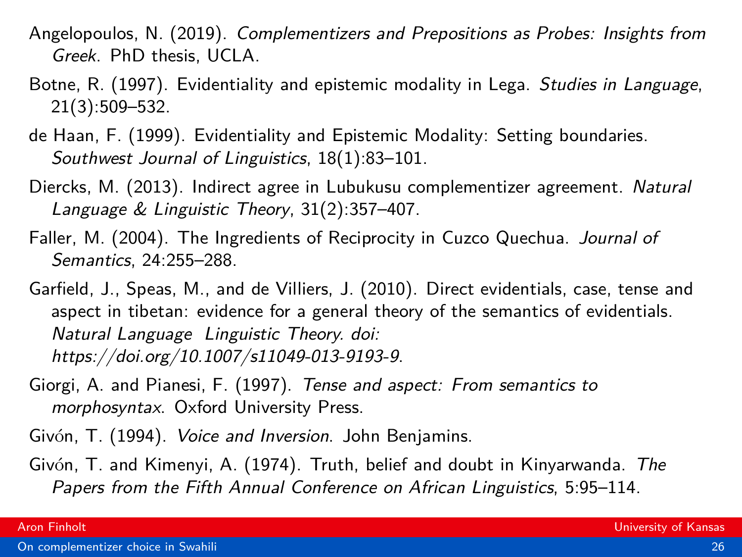Angelopoulos, N. (2019). *Complementizers and Prepositions as Probes: Insights from Greek*. PhD thesis, UCLA.

Botne, R. (1997). Evidentiality and epistemic modality in Lega. *Studies in Language*, 21(3):509–532.

de Haan, F. (1999). Evidentiality and Epistemic Modality: Setting boundaries. *Southwest Journal of Linguistics*, 18(1):83–101.

Diercks, M. (2013). Indirect agree in Lubukusu complementizer agreement. *Natural Language & Linguistic Theory*, 31(2):357–407.

Faller, M. (2004). The Ingredients of Reciprocity in Cuzco Quechua. *Journal of Semantics*, 24:255–288.

Garfield, J., Speas, M., and de Villiers, J. (2010). Direct evidentials, case, tense and aspect in tibetan: evidence for a general theory of the semantics of evidentials. *Natural Language Linguistic Theory. doi: https://doi.org/10.1007/s11049-013-9193-9*.

Giorgi, A. and Pianesi, F. (1997). *Tense and aspect: From semantics to morphosyntax*. Oxford University Press.

Givón, T. (1994). *Voice and Inversion*. John Benjamins.

Givón, T. and Kimenyi, A. (1974). Truth, belief and doubt in Kinyarwanda. *The Papers from the Fifth Annual Conference on African Linguistics*, 5:95–114.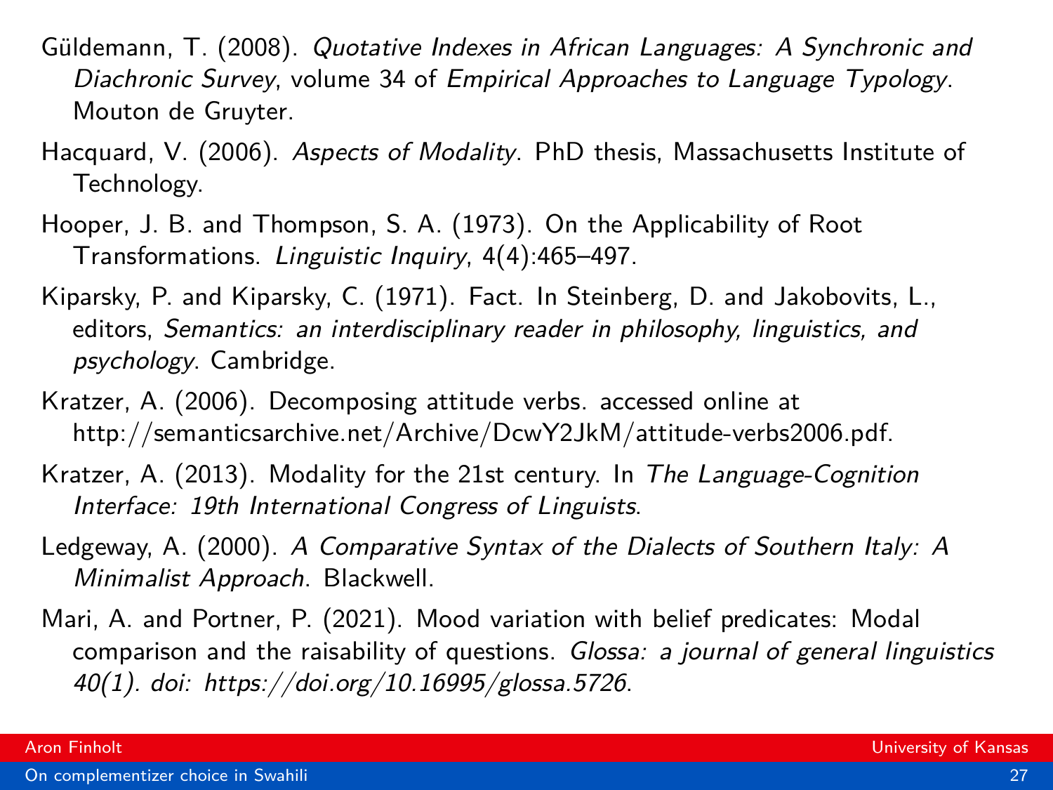Güldemann, T. (2008). *Quotative Indexes in African Languages: A Synchronic and Diachronic Survey*, volume 34 of *Empirical Approaches to Language Typology*. Mouton de Gruyter.

Hacquard, V. (2006). *Aspects of Modality*. PhD thesis, Massachusetts Institute of Technology.

Hooper, J. B. and Thompson, S. A. (1973). On the Applicability of Root Transformations. *Linguistic Inquiry*, 4(4):465–497.

Kiparsky, P. and Kiparsky, C. (1971). Fact. In Steinberg, D. and Jakobovits, L., editors, *Semantics: an interdisciplinary reader in philosophy, linguistics, and psychology*. Cambridge.

Kratzer, A. (2006). Decomposing attitude verbs. accessed online at http://semanticsarchive.net/Archive/DcwY2JkM/attitude-verbs2006.pdf.

Kratzer, A. (2013). Modality for the 21st century. In *The Language-Cognition Interface: 19th International Congress of Linguists*.

Ledgeway, A. (2000). *A Comparative Syntax of the Dialects of Southern Italy: A Minimalist Approach*. Blackwell.

Mari, A. and Portner, P. (2021). Mood variation with belief predicates: Modal comparison and the raisability of questions. *Glossa: a journal of general linguistics 40(1). doi: https://doi.org/10.16995/glossa.5726*.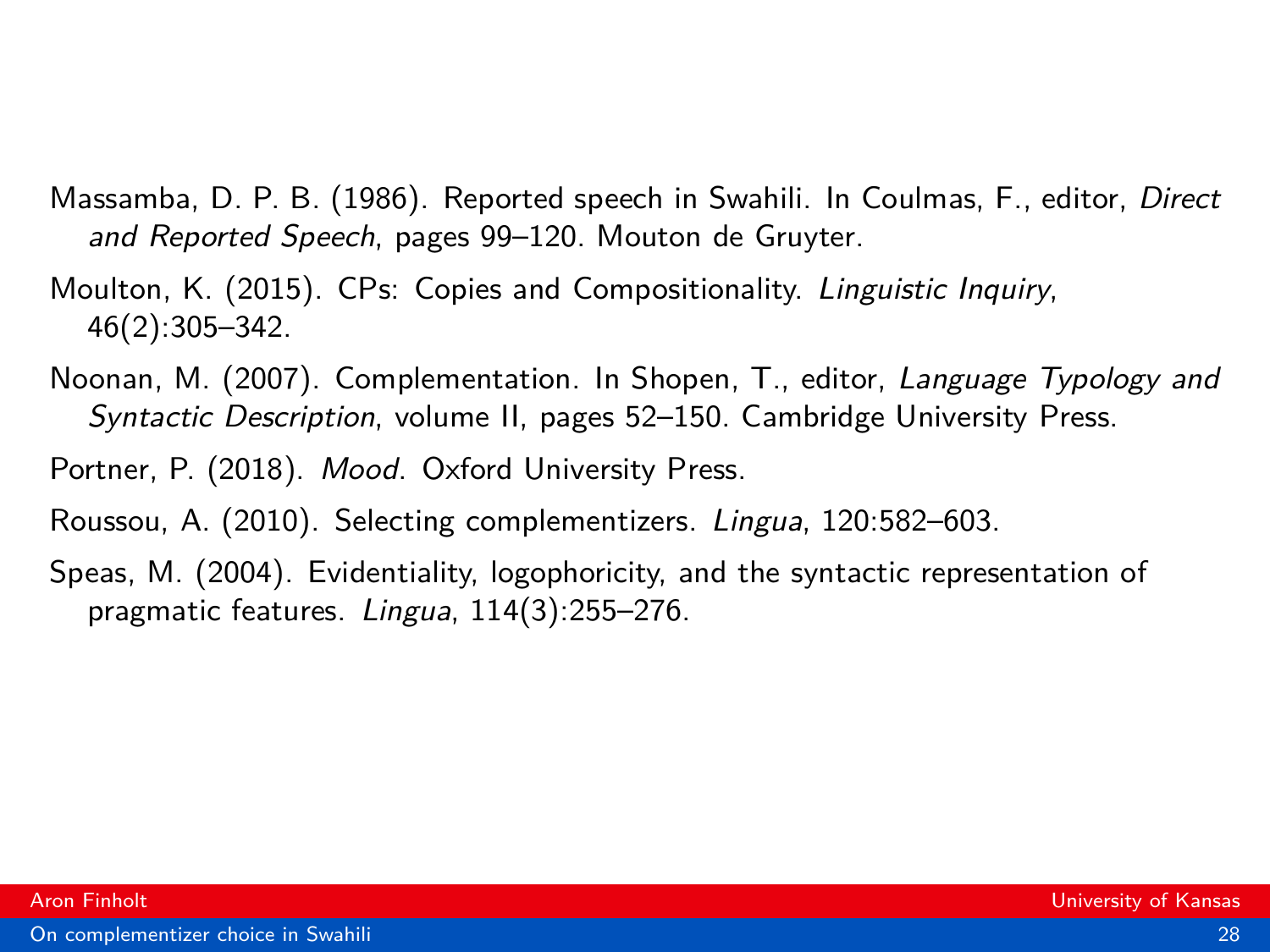Massamba, D. P. B. (1986). Reported speech in Swahili. In Coulmas, F., editor, *Direct and Reported Speech*, pages 99–120. Mouton de Gruyter.

Moulton, K. (2015). CPs: Copies and Compositionality. *Linguistic Inquiry*, 46(2):305–342.

Noonan, M. (2007). Complementation. In Shopen, T., editor, *Language Typology and Syntactic Description*, volume II, pages 52–150. Cambridge University Press.

Portner, P. (2018). *Mood*. Oxford University Press.

Roussou, A. (2010). Selecting complementizers. *Lingua*, 120:582–603.

Speas, M. (2004). Evidentiality, logophoricity, and the syntactic representation of pragmatic features. *Lingua*, 114(3):255–276.